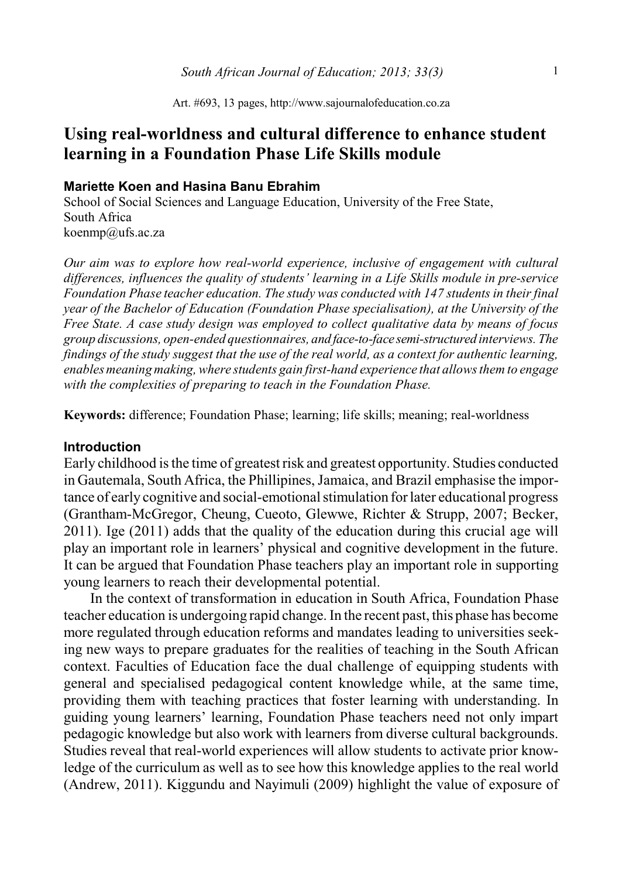Art. #693, 13 pages, http://www.sajournalofeducation.co.za

# Using real-worldness and cultural difference to enhance student learning in a Foundation Phase Life Skills module

**Mariette Koen and Hasina Banu Ebrahim**

School of Social Sciences and Language Education, University of the Free State, South Africa

koenmp@ufs.ac.za

*Our aim was to explore how real-world experience, inclusive of engagement with cultural differences, influences the quality of students' learning in a Life Skills module in pre-service Foundation Phase teacher education. The study was conducted with 147 students in their final year of the Bachelor of Education (Foundation Phase specialisation), at the University of the Free State. A case study design was employed to collect qualitative data by means of focus group discussions, open-ended questionnaires, and face-to-face semi-structured interviews. The findings of the study suggest that the use of the real world, as a context for authentic learning, enables meaning making, where students gain first-hand experience that allows them to engage with the complexities of preparing to teach in the Foundation Phase.*

**Keywords:** difference; Foundation Phase; learning; life skills; meaning; real-worldness

## Introduction

Early childhood is the time of greatest risk and greatest opportunity. Studies conducted in Gautemala, South Africa, the Phillipines, Jamaica, and Brazil emphasise the importance of early cognitive and social-emotional stimulation for later educational progress (Grantham-McGregor, Cheung, Cueoto, Glewwe, Richter & Strupp, 2007; Becker, 2011). Ige (2011) adds that the quality of the education during this crucial age will play an important role in learners' physical and cognitive development in the future. It can be argued that Foundation Phase teachers play an important role in supporting young learners to reach their developmental potential.

In the context of transformation in education in South Africa, Foundation Phase teacher education is undergoing rapid change. In the recent past, this phase has become more regulated through education reforms and mandates leading to universities seeking new ways to prepare graduates for the realities of teaching in the South African context. Faculties of Education face the dual challenge of equipping students with general and specialised pedagogical content knowledge while, at the same time, providing them with teaching practices that foster learning with understanding. In guiding young learners' learning, Foundation Phase teachers need not only impart pedagogic knowledge but also work with learners from diverse cultural backgrounds. Studies reveal that real-world experiences will allow students to activate prior knowledge of the curriculum as well as to see how this knowledge applies to the real world (Andrew, 2011). Kiggundu and Nayimuli (2009) highlight the value of exposure of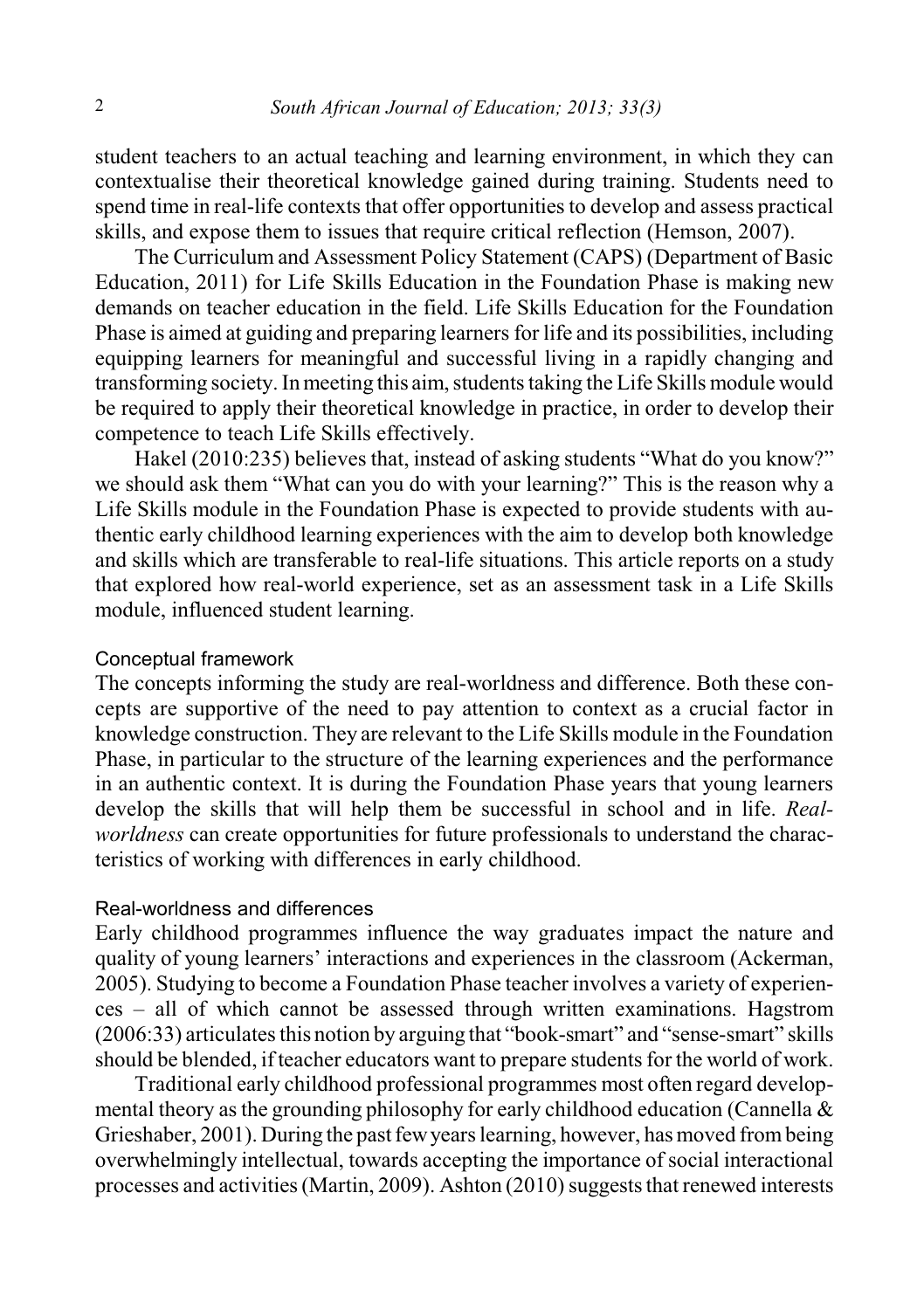student teachers to an actual teaching and learning environment, in which they can contextualise their theoretical knowledge gained during training. Students need to spend time in real-life contexts that offer opportunities to develop and assess practical skills, and expose them to issues that require critical reflection (Hemson, 2007).

The Curriculum and Assessment Policy Statement (CAPS) (Department of Basic Education, 2011) for Life Skills Education in the Foundation Phase is making new demands on teacher education in the field. Life Skills Education for the Foundation Phase is aimed at guiding and preparing learners for life and its possibilities, including equipping learners for meaningful and successful living in a rapidly changing and transforming society. In meeting this aim, students taking the Life Skills module would be required to apply their theoretical knowledge in practice, in order to develop their competence to teach Life Skills effectively.

Hakel (2010:235) believes that, instead of asking students "What do you know?" we should ask them "What can you do with your learning?" This is the reason why a Life Skills module in the Foundation Phase is expected to provide students with authentic early childhood learning experiences with the aim to develop both knowledge and skills which are transferable to real-life situations. This article reports on a study that explored how real-world experience, set as an assessment task in a Life Skills module, influenced student learning.

## Conceptual framework

The concepts informing the study are real-worldness and difference. Both these concepts are supportive of the need to pay attention to context as a crucial factor in knowledge construction. They are relevant to the Life Skills module in the Foundation Phase, in particular to the structure of the learning experiences and the performance in an authentic context. It is during the Foundation Phase years that young learners develop the skills that will help them be successful in school and in life. *Real-worldness* can create opportunities for future professionals to understand the characteristics of working with differences in early childhood.

### Real-worldness and differences

Early childhood programmes influence the way graduates impact the nature and quality of young learners' interactions and experiences in the classroom (Ackerman, 2005). Studying to become a Foundation Phase teacher involves a variety of experiences – all of which cannot be assessed through written examinations. Hagstrom (2006:33) articulates this notion by arguing that "book-smart" and "sense-smart" skills should be blended, if teacher educators want to prepare students for the world of work.

Traditional early childhood professional programmes most often regard developmental theory as the grounding philosophy for early childhood education (Cannella & Grieshaber, 2001). During the past few years learning, however, has moved from being overwhelmingly intellectual, towards accepting the importance of social interactional processes and activities (Martin, 2009). Ashton (2010) suggests that renewed interests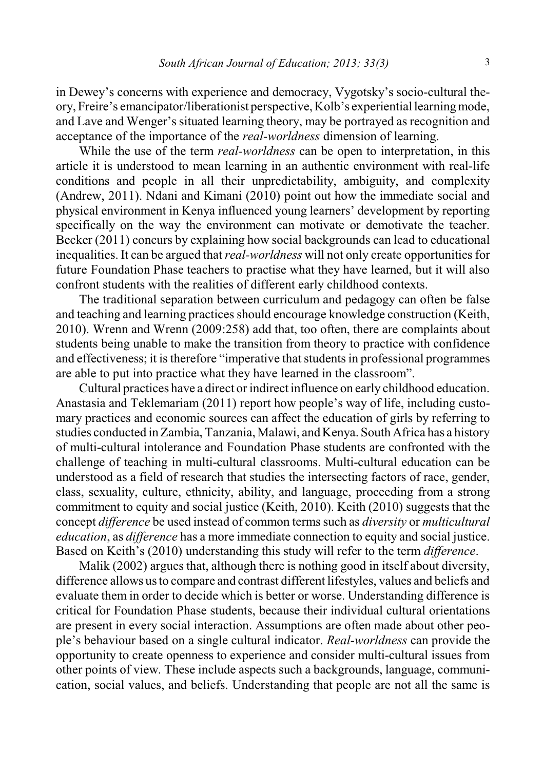in Dewey's concerns with experience and democracy, Vygotsky's socio-cultural theory, Freire's emancipator/liberationist perspective, Kolb's experiential learning mode, and Lave and Wenger's situated learning theory, may be portrayed as recognition and acceptance of the importance of the *real-worldness* dimension of learning.

While the use of the term *real-worldness* can be open to interpretation, in this article it is understood to mean learning in an authentic environment with real-life conditions and people in all their unpredictability, ambiguity, and complexity (Andrew, 2011). Ndani and Kimani (2010) point out how the immediate social and physical environment in Kenya influenced young learners' development by reporting specifically on the way the environment can motivate or demotivate the teacher. Becker (2011) concurs by explaining how social backgrounds can lead to educational inequalities. It can be argued that *real-worldness* will not only create opportunities for future Foundation Phase teachers to practise what they have learned, but it will also confront students with the realities of different early childhood contexts.

The traditional separation between curriculum and pedagogy can often be false and teaching and learning practices should encourage knowledge construction (Keith, 2010). Wrenn and Wrenn (2009:258) add that, too often, there are complaints about students being unable to make the transition from theory to practice with confidence and effectiveness; it is therefore "imperative that students in professional programmes are able to put into practice what they have learned in the classroom".

Cultural practices have a direct or indirect influence on early childhood education. Anastasia and Teklemariam (2011) report how people's way of life, including customary practices and economic sources can affect the education of girls by referring to studies conducted in Zambia, Tanzania, Malawi, and Kenya. South Africa has a history of multi-cultural intolerance and Foundation Phase students are confronted with the challenge of teaching in multi-cultural classrooms. Multi-cultural education can be understood as a field of research that studies the intersecting factors of race, gender, class, sexuality, culture, ethnicity, ability, and language, proceeding from a strong commitment to equity and social justice (Keith, 2010). Keith (2010) suggests that the concept *difference* be used instead of common terms such as *diversity* or *multicultural education*, as *difference* has a more immediate connection to equity and social justice. Based on Keith's (2010) understanding this study will refer to the term *difference*.

Malik (2002) argues that, although there is nothing good in itself about diversity, difference allows us to compare and contrast different lifestyles, values and beliefs and evaluate them in order to decide which is better or worse. Understanding difference is critical for Foundation Phase students, because their individual cultural orientations are present in every social interaction. Assumptions are often made about other people's behaviour based on a single cultural indicator. *Real-worldness* can provide the opportunity to create openness to experience and consider multi-cultural issues from other points of view. These include aspects such a backgrounds, language, communication, social values, and beliefs. Understanding that people are not all the same is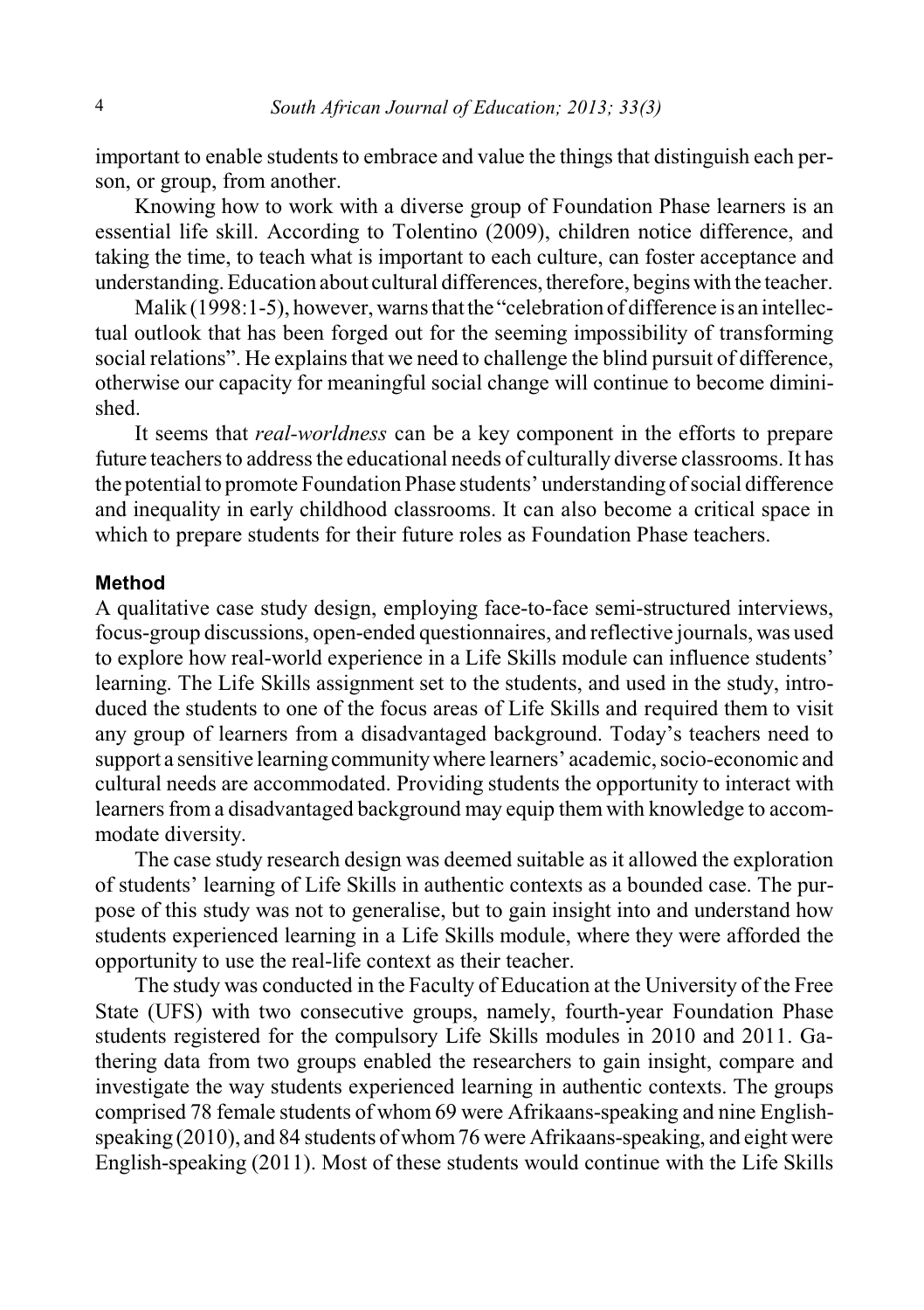important to enable students to embrace and value the things that distinguish each person, or group, from another.

Knowing how to work with a diverse group of Foundation Phase learners is an essential life skill. According to Tolentino (2009), children notice difference, and taking the time, to teach what is important to each culture, can foster acceptance and understanding. Education about cultural differences, therefore, begins with the teacher.

Malik (1998:1-5), however, warns that the "celebration of difference is an intellectual outlook that has been forged out for the seeming impossibility of transforming social relations". He explains that we need to challenge the blind pursuit of difference, otherwise our capacity for meaningful social change will continue to become diminished.

It seems that *real-worldness* can be a key component in the efforts to prepare future teachers to address the educational needs of culturally diverse classrooms. It has the potential to promote Foundation Phase students' understanding of social difference and inequality in early childhood classrooms. It can also become a critical space in which to prepare students for their future roles as Foundation Phase teachers.

## Method

A qualitative case study design, employing face-to-face semi-structured interviews, focus-group discussions, open-ended questionnaires, and reflective journals, was used to explore how real-world experience in a Life Skills module can influence students' learning. The Life Skills assignment set to the students, and used in the study, introduced the students to one of the focus areas of Life Skills and required them to visit any group of learners from a disadvantaged background. Today's teachers need to support a sensitive learning community where learners' academic, socio-economic and cultural needs are accommodated. Providing students the opportunity to interact with learners from a disadvantaged background may equip them with knowledge to accommodate diversity.

The case study research design was deemed suitable as it allowed the exploration of students' learning of Life Skills in authentic contexts as a bounded case. The purpose of this study was not to generalise, but to gain insight into and understand how students experienced learning in a Life Skills module, where they were afforded the opportunity to use the real-life context as their teacher.

The study was conducted in the Faculty of Education at the University of the Free State (UFS) with two consecutive groups, namely, fourth-year Foundation Phase students registered for the compulsory Life Skills modules in 2010 and 2011. Gathering data from two groups enabled the researchers to gain insight, compare and investigate the way students experienced learning in authentic contexts. The groups comprised 78 female students of whom 69 were Afrikaans-speaking and nine English-speaking (2010), and 84 students of whom 76 were Afrikaans-speaking, and eight were English-speaking (2011). Most of these students would continue with the Life Skills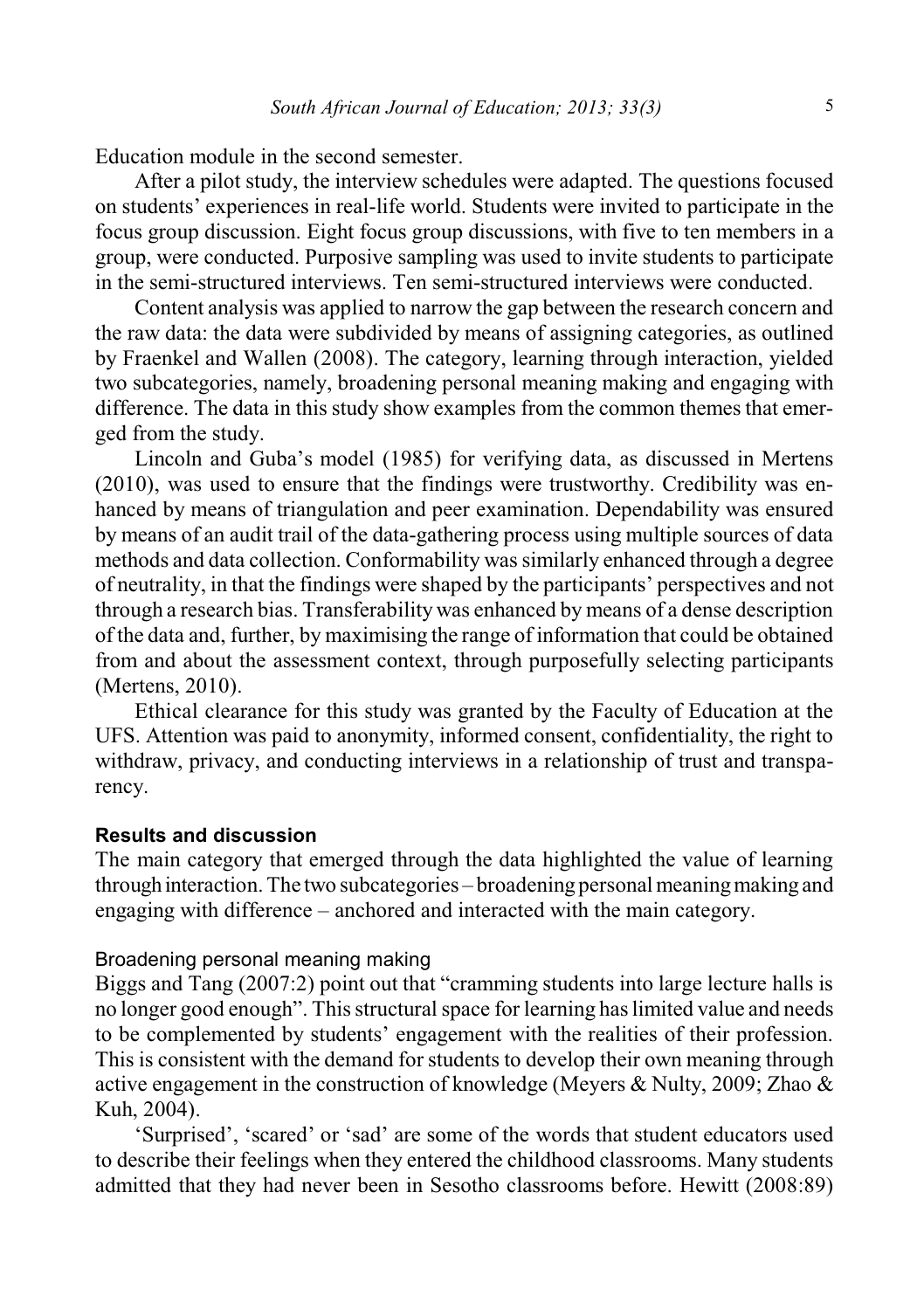Education module in the second semester.

After a pilot study, the interview schedules were adapted. The questions focused on students' experiences in real-life world. Students were invited to participate in the focus group discussion. Eight focus group discussions, with five to ten members in a group, were conducted. Purposive sampling was used to invite students to participate in the semi-structured interviews. Ten semi-structured interviews were conducted.

Content analysis was applied to narrow the gap between the research concern and the raw data: the data were subdivided by means of assigning categories, as outlined by Fraenkel and Wallen (2008). The category, learning through interaction, yielded two subcategories, namely, broadening personal meaning making and engaging with difference. The data in this study show examples from the common themes that emerged from the study.

Lincoln and Guba's model (1985) for verifying data, as discussed in Mertens (2010), was used to ensure that the findings were trustworthy. Credibility was enhanced by means of triangulation and peer examination. Dependability was ensured by means of an audit trail of the data-gathering process using multiple sources of data methods and data collection. Conformability was similarly enhanced through a degree of neutrality, in that the findings were shaped by the participants' perspectives and not through a research bias. Transferability was enhanced by means of a dense description of the data and, further, by maximising the range of information that could be obtained from and about the assessment context, through purposefully selecting participants (Mertens, 2010).

Ethical clearance for this study was granted by the Faculty of Education at the UFS. Attention was paid to anonymity, informed consent, confidentiality, the right to withdraw, privacy, and conducting interviews in a relationship of trust and transparency.

## Results and discussion

The main category that emerged through the data highlighted the value of learning through interaction. The two subcategories – broadening personal meaning making and engaging with difference – anchored and interacted with the main category.

### Broadening personal meaning making

Biggs and Tang (2007:2) point out that "cramming students into large lecture halls is no longer good enough". This structural space for learning has limited value and needs to be complemented by students' engagement with the realities of their profession. This is consistent with the demand for students to develop their own meaning through active engagement in the construction of knowledge (Meyers & Nulty, 2009; Zhao & Kuh, 2004).

'Surprised', 'scared' or 'sad' are some of the words that student educators used to describe their feelings when they entered the childhood classrooms. Many students admitted that they had never been in Sesotho classrooms before. Hewitt (2008:89)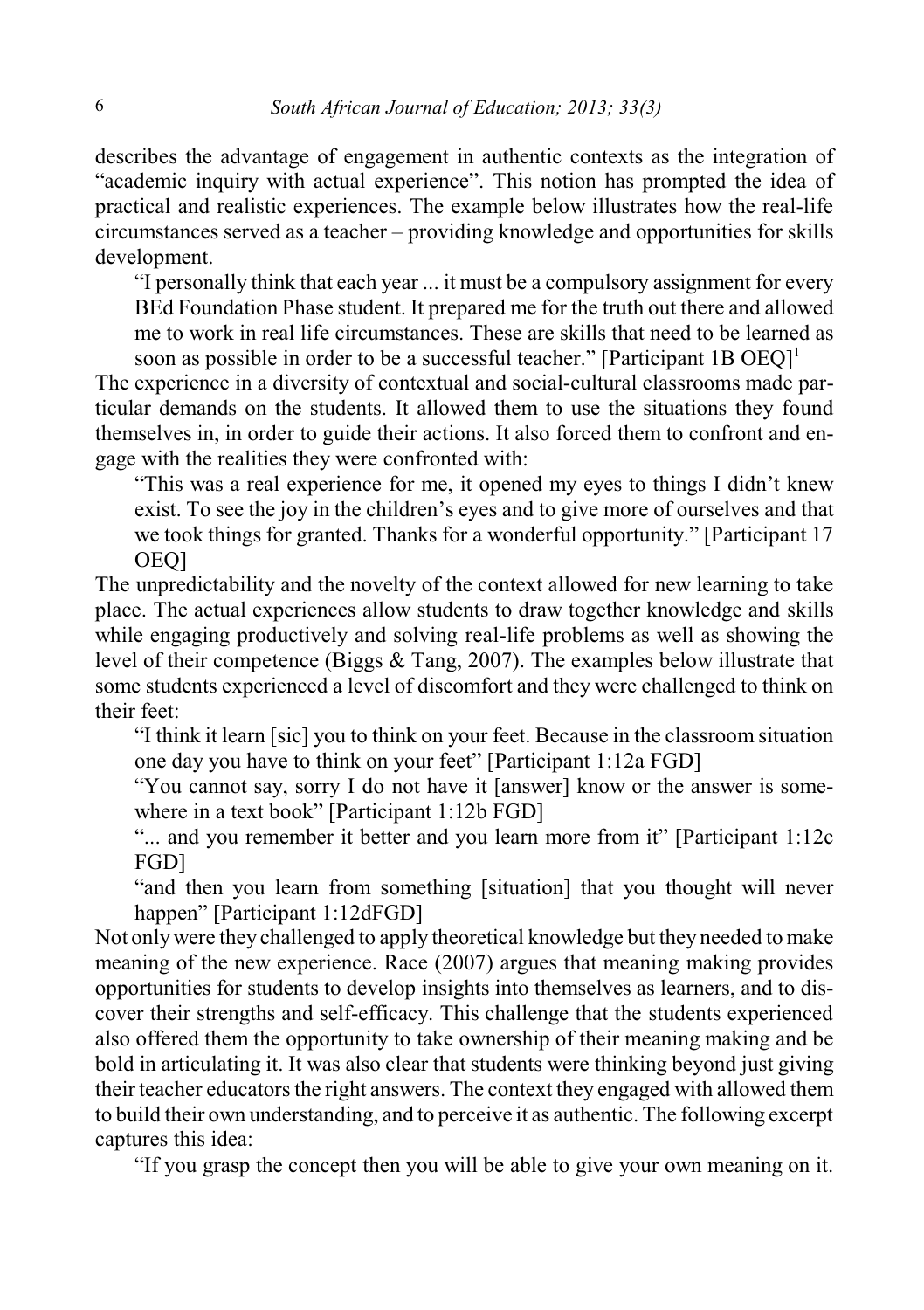describes the advantage of engagement in authentic contexts as the integration of "academic inquiry with actual experience". This notion has prompted the idea of practical and realistic experiences. The example below illustrates how the real-life circumstances served as a teacher – providing knowledge and opportunities for skills development.

> "I personally think that each year ... it must be a compulsory assignment for every BEd Foundation Phase student. It prepared me for the truth out there and allowed me to work in real life circumstances. These are skills that need to be learned as soon as possible in order to be a successful teacher." [Participant 1B OEQ][1]

The experience in a diversity of contextual and social-cultural classrooms made particular demands on the students. It allowed them to use the situations they found themselves in, in order to guide their actions. It also forced them to confront and engage with the realities they were confronted with:

> "This was a real experience for me, it opened my eyes to things I didn't knew exist. To see the joy in the children's eyes and to give more of ourselves and that we took things for granted. Thanks for a wonderful opportunity." [Participant 17 OEQ]

The unpredictability and the novelty of the context allowed for new learning to take place. The actual experiences allow students to draw together knowledge and skills while engaging productively and solving real-life problems as well as showing the level of their competence (Biggs & Tang, 2007). The examples below illustrate that some students experienced a level of discomfort and they were challenged to think on their feet:

> "I think it learn [sic] you to think on your feet. Because in the classroom situation one day you have to think on your feet" [Participant 1:12a FGD]
>
> "You cannot say, sorry I do not have it [answer] know or the answer is somewhere in a text book" [Participant 1:12b FGD]
>
> "... and you remember it better and you learn more from it" [Participant 1:12c FGD]
>
> "and then you learn from something [situation] that you thought will never happen" [Participant 1:12dFGD]

Not only were they challenged to apply theoretical knowledge but they needed to make meaning of the new experience. Race (2007) argues that meaning making provides opportunities for students to develop insights into themselves as learners, and to discover their strengths and self-efficacy. This challenge that the students experienced also offered them the opportunity to take ownership of their meaning making and be bold in articulating it. It was also clear that students were thinking beyond just giving their teacher educators the right answers. The context they engaged with allowed them to build their own understanding, and to perceive it as authentic. The following excerpt captures this idea:

> "If you grasp the concept then you will be able to give your own meaning on it.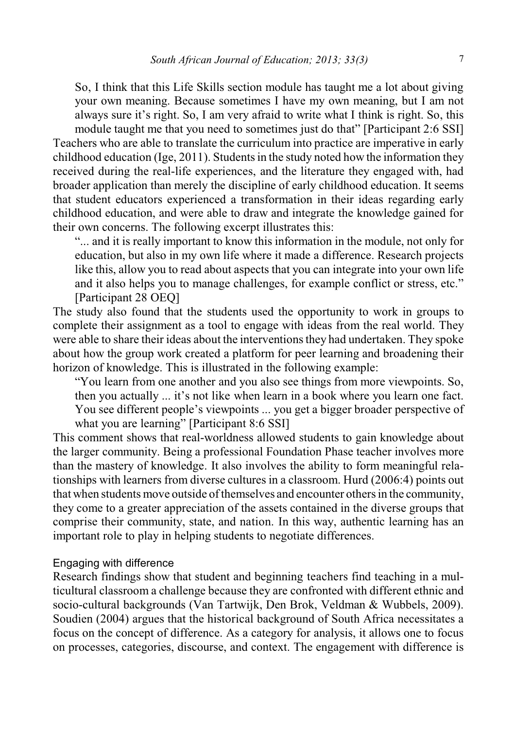> So, I think that this Life Skills section module has taught me a lot about giving your own meaning. Because sometimes I have my own meaning, but I am not always sure it's right. So, I am very afraid to write what I think is right. So, this module taught me that you need to sometimes just do that" [Participant 2:6 SSI]

Teachers who are able to translate the curriculum into practice are imperative in early childhood education (Ige, 2011). Students in the study noted how the information they received during the real-life experiences, and the literature they engaged with, had broader application than merely the discipline of early childhood education. It seems that student educators experienced a transformation in their ideas regarding early childhood education, and were able to draw and integrate the knowledge gained for their own concerns. The following excerpt illustrates this:

> "... and it is really important to know this information in the module, not only for education, but also in my own life where it made a difference. Research projects like this, allow you to read about aspects that you can integrate into your own life and it also helps you to manage challenges, for example conflict or stress, etc." [Participant 28 OEQ]

The study also found that the students used the opportunity to work in groups to complete their assignment as a tool to engage with ideas from the real world. They were able to share their ideas about the interventions they had undertaken. They spoke about how the group work created a platform for peer learning and broadening their horizon of knowledge. This is illustrated in the following example:

> "You learn from one another and you also see things from more viewpoints. So, then you actually ... it's not like when learn in a book where you learn one fact. You see different people's viewpoints ... you get a bigger broader perspective of what you are learning" [Participant 8:6 SSI]

This comment shows that real-worldness allowed students to gain knowledge about the larger community. Being a professional Foundation Phase teacher involves more than the mastery of knowledge. It also involves the ability to form meaningful relationships with learners from diverse cultures in a classroom. Hurd (2006:4) points out that when students move outside of themselves and encounter others in the community, they come to a greater appreciation of the assets contained in the diverse groups that comprise their community, state, and nation. In this way, authentic learning has an important role to play in helping students to negotiate differences.

### Engaging with difference

Research findings show that student and beginning teachers find teaching in a multicultural classroom a challenge because they are confronted with different ethnic and socio-cultural backgrounds (Van Tartwijk, Den Brok, Veldman & Wubbels, 2009). Soudien (2004) argues that the historical background of South Africa necessitates a focus on the concept of difference. As a category for analysis, it allows one to focus on processes, categories, discourse, and context. The engagement with difference is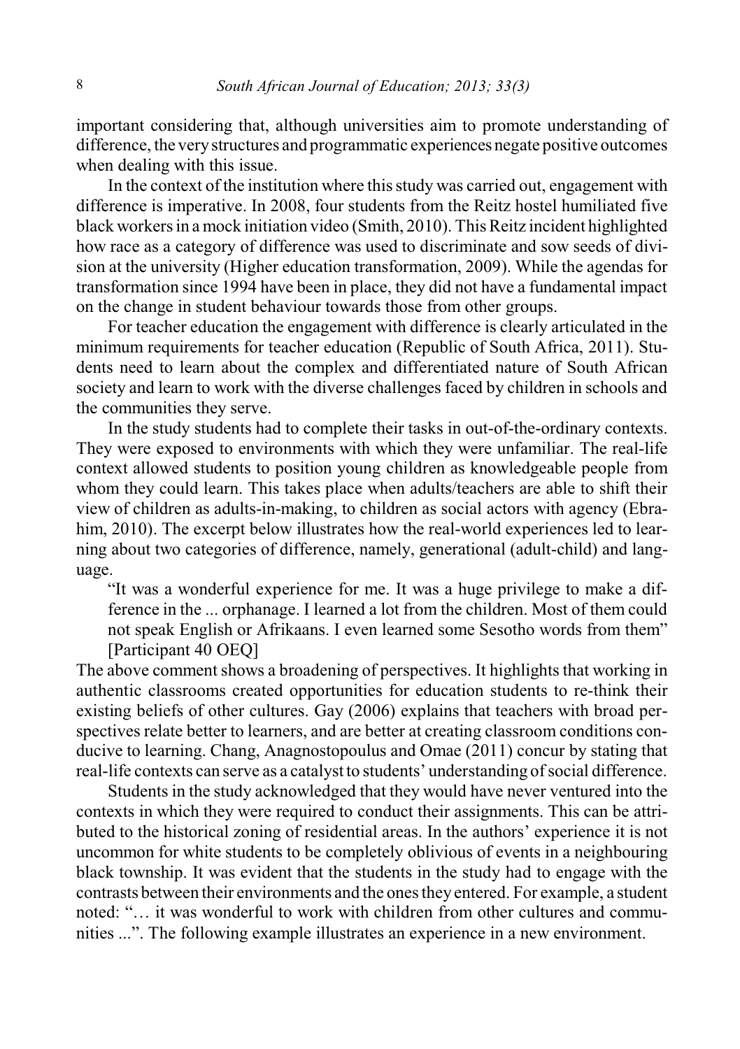important considering that, although universities aim to promote understanding of difference, the very structures and programmatic experiences negate positive outcomes when dealing with this issue.

In the context of the institution where this study was carried out, engagement with difference is imperative. In 2008, four students from the Reitz hostel humiliated five black workers in a mock initiation video (Smith, 2010). This Reitz incident highlighted how race as a category of difference was used to discriminate and sow seeds of division at the university (Higher education transformation, 2009). While the agendas for transformation since 1994 have been in place, they did not have a fundamental impact on the change in student behaviour towards those from other groups.

For teacher education the engagement with difference is clearly articulated in the minimum requirements for teacher education (Republic of South Africa, 2011). Students need to learn about the complex and differentiated nature of South African society and learn to work with the diverse challenges faced by children in schools and the communities they serve.

In the study students had to complete their tasks in out-of-the-ordinary contexts. They were exposed to environments with which they were unfamiliar. The real-life context allowed students to position young children as knowledgeable people from whom they could learn. This takes place when adults/teachers are able to shift their view of children as adults-in-making, to children as social actors with agency (Ebrahim, 2010). The excerpt below illustrates how the real-world experiences led to learning about two categories of difference, namely, generational (adult-child) and language.

> "It was a wonderful experience for me. It was a huge privilege to make a difference in the ... orphanage. I learned a lot from the children. Most of them could not speak English or Afrikaans. I even learned some Sesotho words from them" [Participant 40 OEQ]

The above comment shows a broadening of perspectives. It highlights that working in authentic classrooms created opportunities for education students to re-think their existing beliefs of other cultures. Gay (2006) explains that teachers with broad perspectives relate better to learners, and are better at creating classroom conditions conducive to learning. Chang, Anagnostopoulus and Omae (2011) concur by stating that real-life contexts can serve as a catalyst to students' understanding of social difference.

Students in the study acknowledged that they would have never ventured into the contexts in which they were required to conduct their assignments. This can be attributed to the historical zoning of residential areas. In the authors' experience it is not uncommon for white students to be completely oblivious of events in a neighbouring black township. It was evident that the students in the study had to engage with the contrasts between their environments and the ones they entered. For example, a student noted: "… it was wonderful to work with children from other cultures and communities ...". The following example illustrates an experience in a new environment.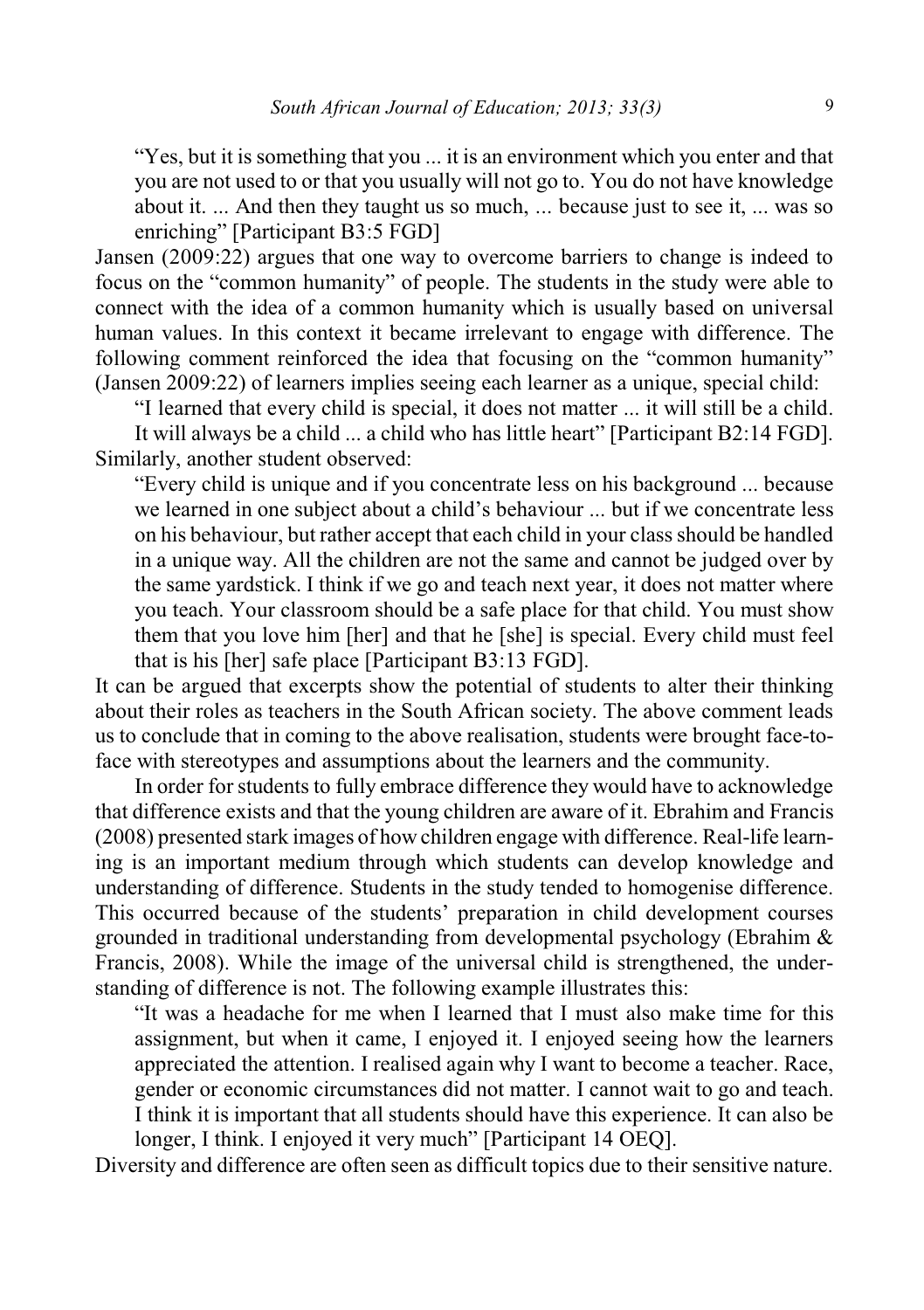> "Yes, but it is something that you ... it is an environment which you enter and that you are not used to or that you usually will not go to. You do not have knowledge about it. ... And then they taught us so much, ... because just to see it, ... was so enriching" [Participant B3:5 FGD]

Jansen (2009:22) argues that one way to overcome barriers to change is indeed to focus on the "common humanity" of people. The students in the study were able to connect with the idea of a common humanity which is usually based on universal human values. In this context it became irrelevant to engage with difference. The following comment reinforced the idea that focusing on the "common humanity" (Jansen 2009:22) of learners implies seeing each learner as a unique, special child:

> "I learned that every child is special, it does not matter ... it will still be a child. It will always be a child ... a child who has little heart" [Participant B2:14 FGD].

Similarly, another student observed:

> "Every child is unique and if you concentrate less on his background ... because we learned in one subject about a child's behaviour ... but if we concentrate less on his behaviour, but rather accept that each child in your class should be handled in a unique way. All the children are not the same and cannot be judged over by the same yardstick. I think if we go and teach next year, it does not matter where you teach. Your classroom should be a safe place for that child. You must show them that you love him [her] and that he [she] is special. Every child must feel that is his [her] safe place [Participant B3:13 FGD].

It can be argued that excerpts show the potential of students to alter their thinking about their roles as teachers in the South African society. The above comment leads us to conclude that in coming to the above realisation, students were brought face-to-face with stereotypes and assumptions about the learners and the community.

In order for students to fully embrace difference they would have to acknowledge that difference exists and that the young children are aware of it. Ebrahim and Francis (2008) presented stark images of how children engage with difference. Real-life learning is an important medium through which students can develop knowledge and understanding of difference. Students in the study tended to homogenise difference. This occurred because of the students' preparation in child development courses grounded in traditional understanding from developmental psychology (Ebrahim & Francis, 2008). While the image of the universal child is strengthened, the understanding of difference is not. The following example illustrates this:

> "It was a headache for me when I learned that I must also make time for this assignment, but when it came, I enjoyed it. I enjoyed seeing how the learners appreciated the attention. I realised again why I want to become a teacher. Race, gender or economic circumstances did not matter. I cannot wait to go and teach. I think it is important that all students should have this experience. It can also be longer, I think. I enjoyed it very much" [Participant 14 OEQ].

Diversity and difference are often seen as difficult topics due to their sensitive nature.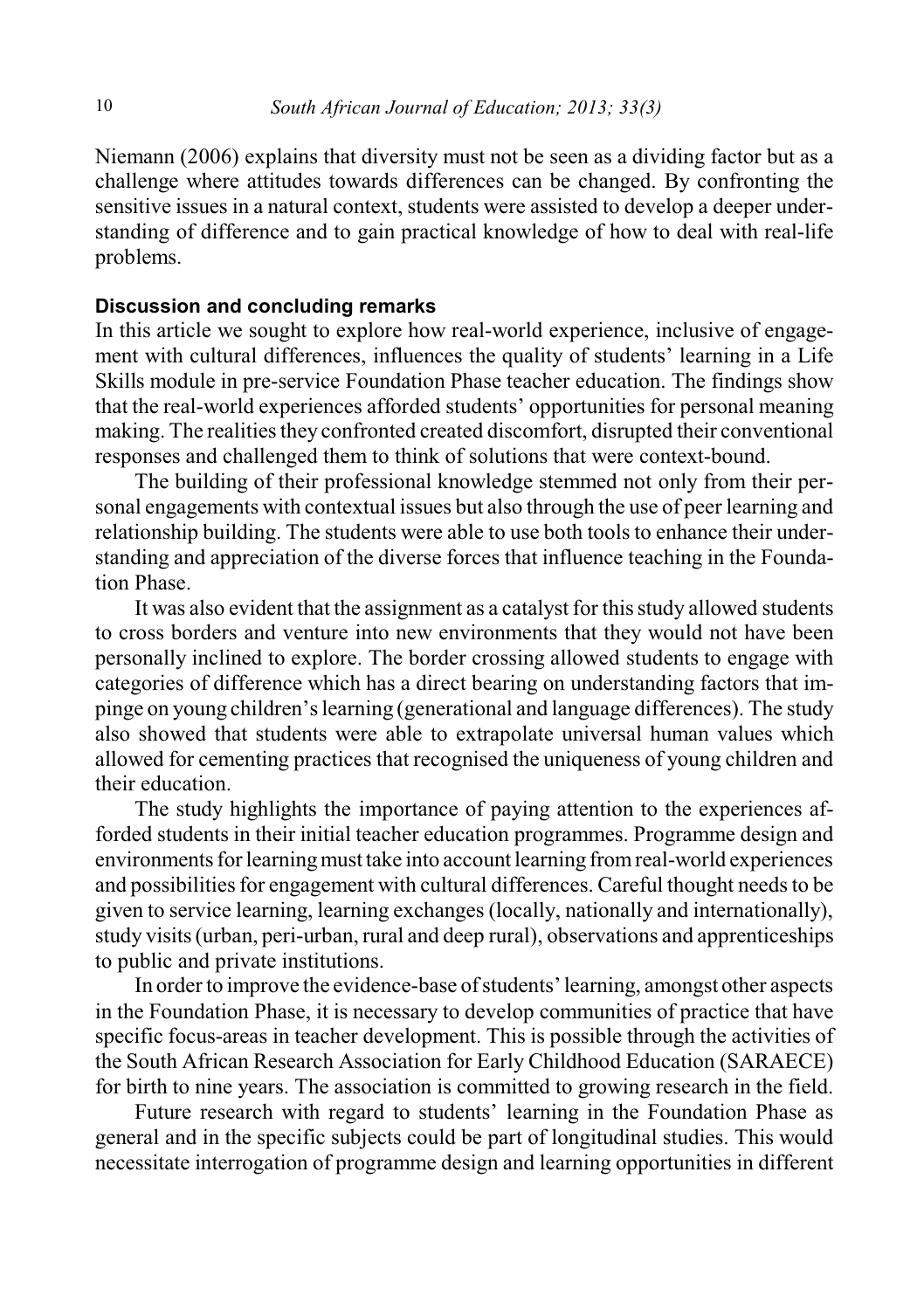Niemann (2006) explains that diversity must not be seen as a dividing factor but as a challenge where attitudes towards differences can be changed. By confronting the sensitive issues in a natural context, students were assisted to develop a deeper understanding of difference and to gain practical knowledge of how to deal with real-life problems.

### Discussion and concluding remarks

In this article we sought to explore how real-world experience, inclusive of engagement with cultural differences, influences the quality of students' learning in a Life Skills module in pre-service Foundation Phase teacher education. The findings show that the real-world experiences afforded students' opportunities for personal meaning making. The realities they confronted created discomfort, disrupted their conventional responses and challenged them to think of solutions that were context-bound.

The building of their professional knowledge stemmed not only from their personal engagements with contextual issues but also through the use of peer learning and relationship building. The students were able to use both tools to enhance their understanding and appreciation of the diverse forces that influence teaching in the Foundation Phase.

It was also evident that the assignment as a catalyst for this study allowed students to cross borders and venture into new environments that they would not have been personally inclined to explore. The border crossing allowed students to engage with categories of difference which has a direct bearing on understanding factors that impinge on young children's learning (generational and language differences). The study also showed that students were able to extrapolate universal human values which allowed for cementing practices that recognised the uniqueness of young children and their education.

The study highlights the importance of paying attention to the experiences afforded students in their initial teacher education programmes. Programme design and environments for learning must take into account learning from real-world experiences and possibilities for engagement with cultural differences. Careful thought needs to be given to service learning, learning exchanges (locally, nationally and internationally), study visits (urban, peri-urban, rural and deep rural), observations and apprenticeships to public and private institutions.

In order to improve the evidence-base of students' learning, amongst other aspects in the Foundation Phase, it is necessary to develop communities of practice that have specific focus-areas in teacher development. This is possible through the activities of the South African Research Association for Early Childhood Education (SARAECE) for birth to nine years. The association is committed to growing research in the field.

Future research with regard to students' learning in the Foundation Phase as general and in the specific subjects could be part of longitudinal studies. This would necessitate interrogation of programme design and learning opportunities in different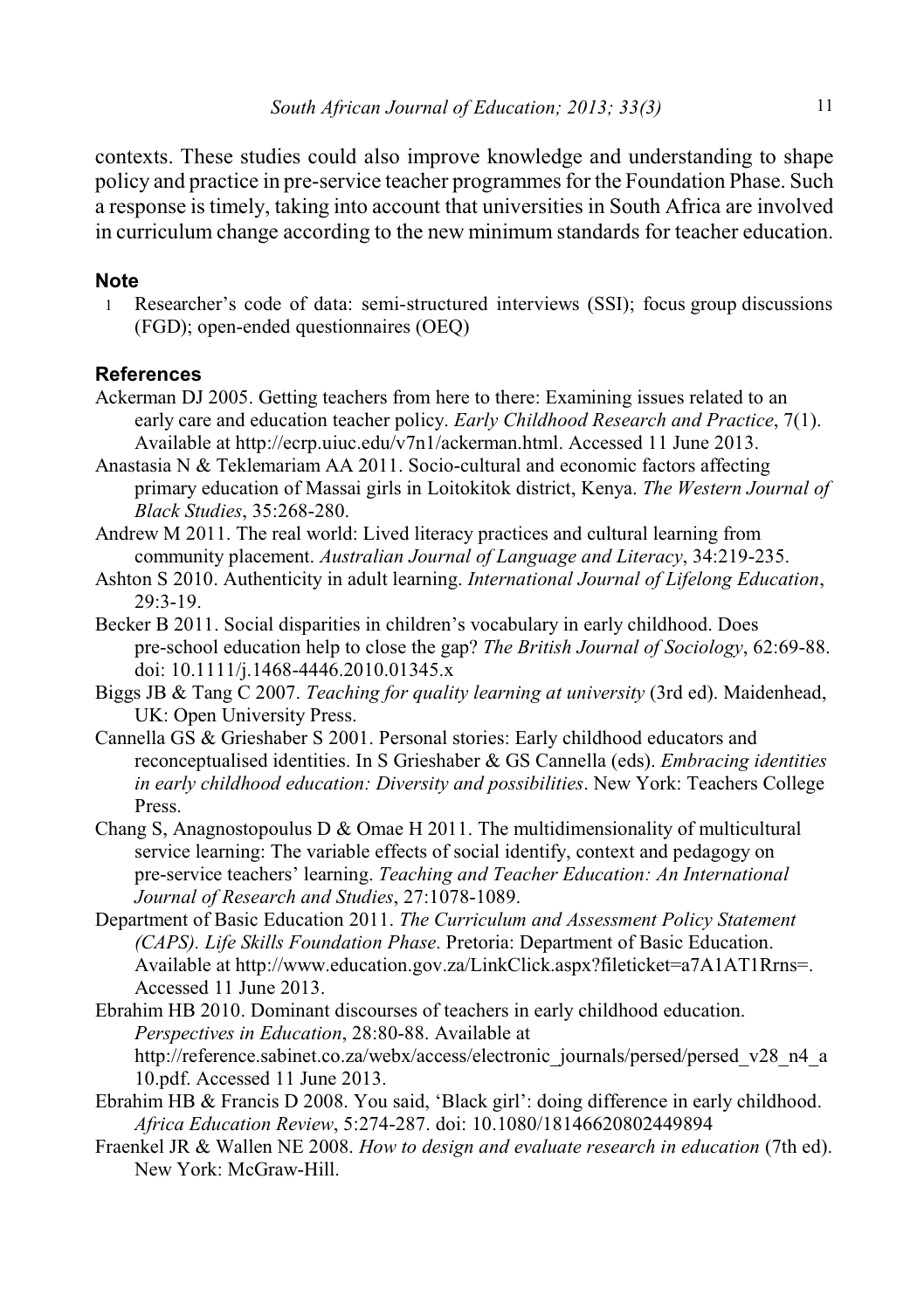contexts. These studies could also improve knowledge and understanding to shape policy and practice in pre-service teacher programmes for the Foundation Phase. Such a response is timely, taking into account that universities in South Africa are involved in curriculum change according to the new minimum standards for teacher education.

## Note

1 Researcher's code of data: semi-structured interviews (SSI); focus group discussions (FGD); open-ended questionnaires (OEQ)

## References

Ackerman DJ 2005. Getting teachers from here to there: Examining issues related to an early care and education teacher policy. *Early Childhood Research and Practice*, 7(1). Available at http://ecrp.uiuc.edu/v7n1/ackerman.html. Accessed 11 June 2013.

Anastasia N & Teklemariam AA 2011. Socio-cultural and economic factors affecting primary education of Massai girls in Loitokitok district, Kenya. *The Western Journal of Black Studies*, 35:268-280.

Andrew M 2011. The real world: Lived literacy practices and cultural learning from community placement. *Australian Journal of Language and Literacy*, 34:219-235.

Ashton S 2010. Authenticity in adult learning. *International Journal of Lifelong Education*, 29:3-19.

Becker B 2011. Social disparities in children's vocabulary in early childhood. Does pre-school education help to close the gap? *The British Journal of Sociology*, 62:69-88. doi: 10.1111/j.1468-4446.2010.01345.x

Biggs JB & Tang C 2007. *Teaching for quality learning at university* (3rd ed). Maidenhead, UK: Open University Press.

Cannella GS & Grieshaber S 2001. Personal stories: Early childhood educators and reconceptualised identities. In S Grieshaber & GS Cannella (eds). *Embracing identities in early childhood education: Diversity and possibilities*. New York: Teachers College Press.

Chang S, Anagnostopoulus D & Omae H 2011. The multidimensionality of multicultural service learning: The variable effects of social identify, context and pedagogy on pre-service teachers' learning. *Teaching and Teacher Education: An International Journal of Research and Studies*, 27:1078-1089.

Department of Basic Education 2011. *The Curriculum and Assessment Policy Statement (CAPS). Life Skills Foundation Phase*. Pretoria: Department of Basic Education. Available at http://www.education.gov.za/LinkClick.aspx?fileticket=a7A1AT1Rrns=. Accessed 11 June 2013.

Ebrahim HB 2010. Dominant discourses of teachers in early childhood education. *Perspectives in Education*, 28:80-88. Available at http://reference.sabinet.co.za/webx/access/electronic_journals/persed/persed_v28_n4_a10.pdf. Accessed 11 June 2013.

Ebrahim HB & Francis D 2008. You said, 'Black girl': doing difference in early childhood. *Africa Education Review*, 5:274-287. doi: 10.1080/18146620802449894

Fraenkel JR & Wallen NE 2008. *How to design and evaluate research in education* (7th ed). New York: McGraw-Hill.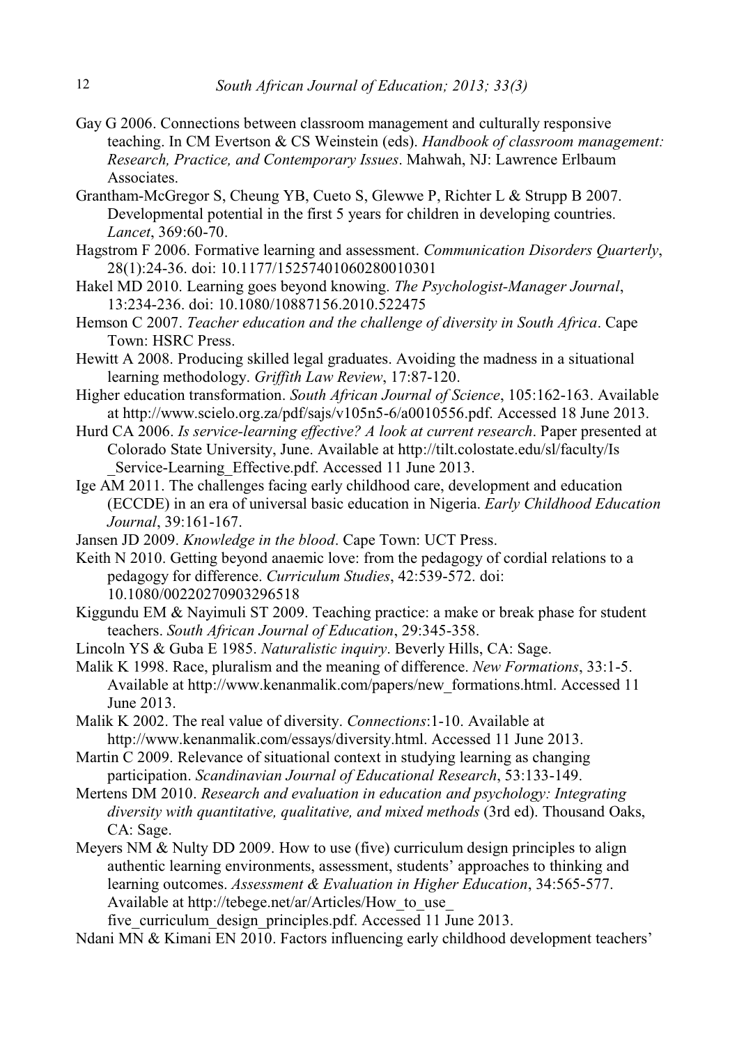Gay G 2006. Connections between classroom management and culturally responsive teaching. In CM Evertson & CS Weinstein (eds). *Handbook of classroom management: Research, Practice, and Contemporary Issues*. Mahwah, NJ: Lawrence Erlbaum Associates.

Grantham-McGregor S, Cheung YB, Cueto S, Glewwe P, Richter L & Strupp B 2007. Developmental potential in the first 5 years for children in developing countries. *Lancet*, 369:60-70.

Hagstrom F 2006. Formative learning and assessment. *Communication Disorders Quarterly*, 28(1):24-36. doi: 10.1177/15257401060280010301

Hakel MD 2010. Learning goes beyond knowing. *The Psychologist-Manager Journal*, 13:234-236. doi: 10.1080/10887156.2010.522475

Hemson C 2007. *Teacher education and the challenge of diversity in South Africa*. Cape Town: HSRC Press.

Hewitt A 2008. Producing skilled legal graduates. Avoiding the madness in a situational learning methodology. *Griffith Law Review*, 17:87-120.

Higher education transformation. *South African Journal of Science*, 105:162-163. Available at http://www.scielo.org.za/pdf/sajs/v105n5-6/a0010556.pdf. Accessed 18 June 2013.

Hurd CA 2006. *Is service-learning effective? A look at current research*. Paper presented at Colorado State University, June. Available at http://tilt.colostate.edu/sl/faculty/Is_Service-Learning_Effective.pdf. Accessed 11 June 2013.

Ige AM 2011. The challenges facing early childhood care, development and education (ECCDE) in an era of universal basic education in Nigeria. *Early Childhood Education Journal*, 39:161-167.

Jansen JD 2009. *Knowledge in the blood*. Cape Town: UCT Press.

Keith N 2010. Getting beyond anaemic love: from the pedagogy of cordial relations to a pedagogy for difference. *Curriculum Studies*, 42:539-572. doi: 10.1080/00220270903296518

Kiggundu EM & Nayimuli ST 2009. Teaching practice: a make or break phase for student teachers. *South African Journal of Education*, 29:345-358.

Lincoln YS & Guba E 1985. *Naturalistic inquiry*. Beverly Hills, CA: Sage.

Malik K 1998. Race, pluralism and the meaning of difference. *New Formations*, 33:1-5. Available at http://www.kenanmalik.com/papers/new_formations.html. Accessed 11 June 2013.

Malik K 2002. The real value of diversity. *Connections*:1-10. Available at http://www.kenanmalik.com/essays/diversity.html. Accessed 11 June 2013.

Martin C 2009. Relevance of situational context in studying learning as changing participation. *Scandinavian Journal of Educational Research*, 53:133-149.

Mertens DM 2010. *Research and evaluation in education and psychology: Integrating diversity with quantitative, qualitative, and mixed methods* (3rd ed). Thousand Oaks, CA: Sage.

Meyers NM & Nulty DD 2009. How to use (five) curriculum design principles to align authentic learning environments, assessment, students' approaches to thinking and learning outcomes. *Assessment & Evaluation in Higher Education*, 34:565-577. Available at http://tebege.net/ar/Articles/How_to_use_five_curriculum_design_principles.pdf. Accessed 11 June 2013.

Ndani MN & Kimani EN 2010. Factors influencing early childhood development teachers'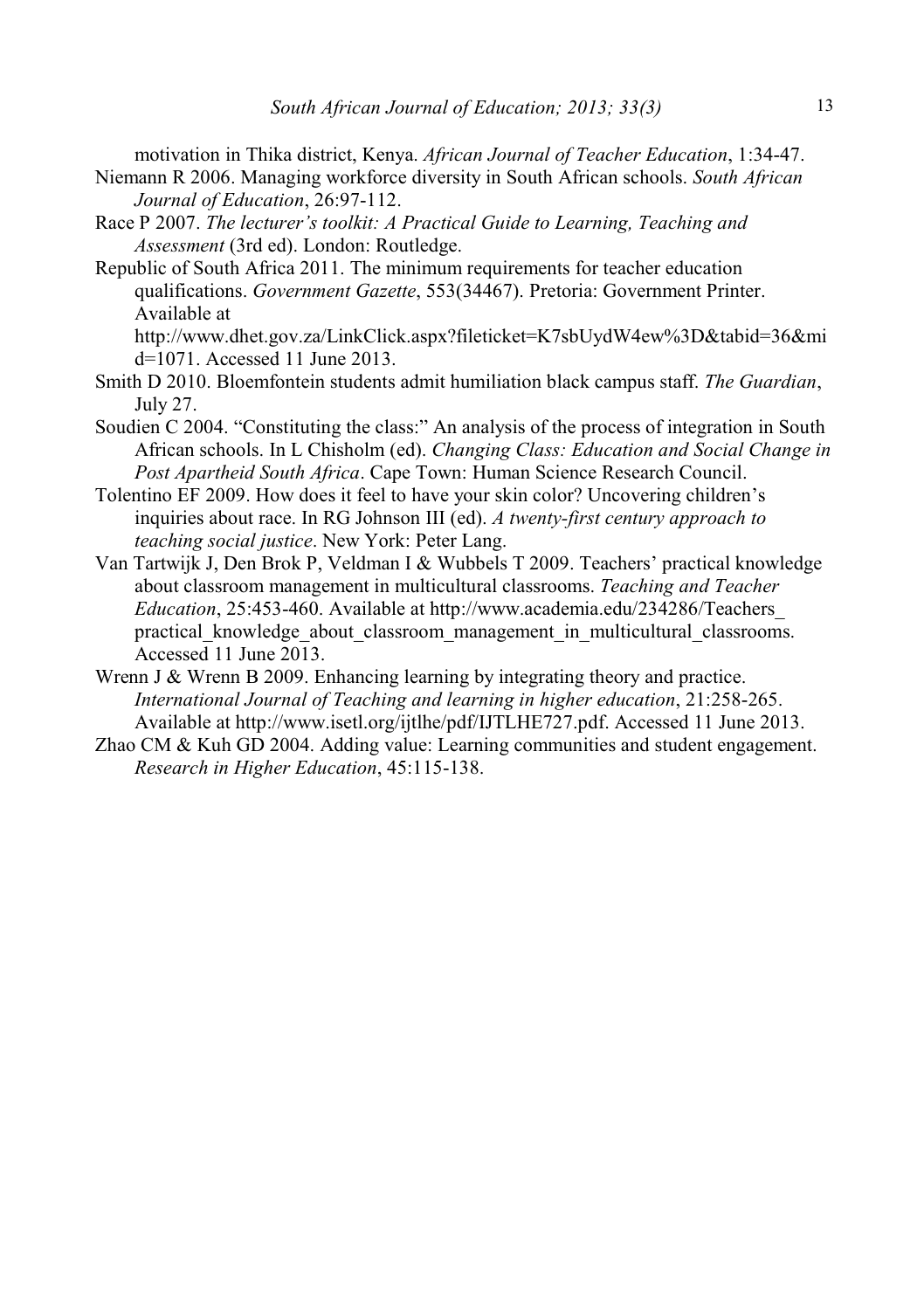motivation in Thika district, Kenya. *African Journal of Teacher Education*, 1:34-47.

Niemann R 2006. Managing workforce diversity in South African schools. *South African Journal of Education*, 26:97-112.

Race P 2007. *The lecturer's toolkit: A Practical Guide to Learning, Teaching and Assessment* (3rd ed). London: Routledge.

Republic of South Africa 2011. The minimum requirements for teacher education qualifications. *Government Gazette*, 553(34467). Pretoria: Government Printer. Available at http://www.dhet.gov.za/LinkClick.aspx?fileticket=K7sbUydW4ew%3D&tabid=36&mid=1071. Accessed 11 June 2013.

Smith D 2010. Bloemfontein students admit humiliation black campus staff. *The Guardian*, July 27.

Soudien C 2004. "Constituting the class:" An analysis of the process of integration in South African schools. In L Chisholm (ed). *Changing Class: Education and Social Change in Post Apartheid South Africa*. Cape Town: Human Science Research Council.

Tolentino EF 2009. How does it feel to have your skin color? Uncovering children's inquiries about race. In RG Johnson III (ed). *A twenty-first century approach to teaching social justice*. New York: Peter Lang.

Van Tartwijk J, Den Brok P, Veldman I & Wubbels T 2009. Teachers' practical knowledge about classroom management in multicultural classrooms. *Teaching and Teacher Education*, 25:453-460. Available at http://www.academia.edu/234286/Teachers_practical_knowledge_about_classroom_management_in_multicultural_classrooms. Accessed 11 June 2013.

Wrenn J & Wrenn B 2009. Enhancing learning by integrating theory and practice. *International Journal of Teaching and learning in higher education*, 21:258-265. Available at http://www.isetl.org/ijtlhe/pdf/IJTLHE727.pdf. Accessed 11 June 2013.

Zhao CM & Kuh GD 2004. Adding value: Learning communities and student engagement. *Research in Higher Education*, 45:115-138.